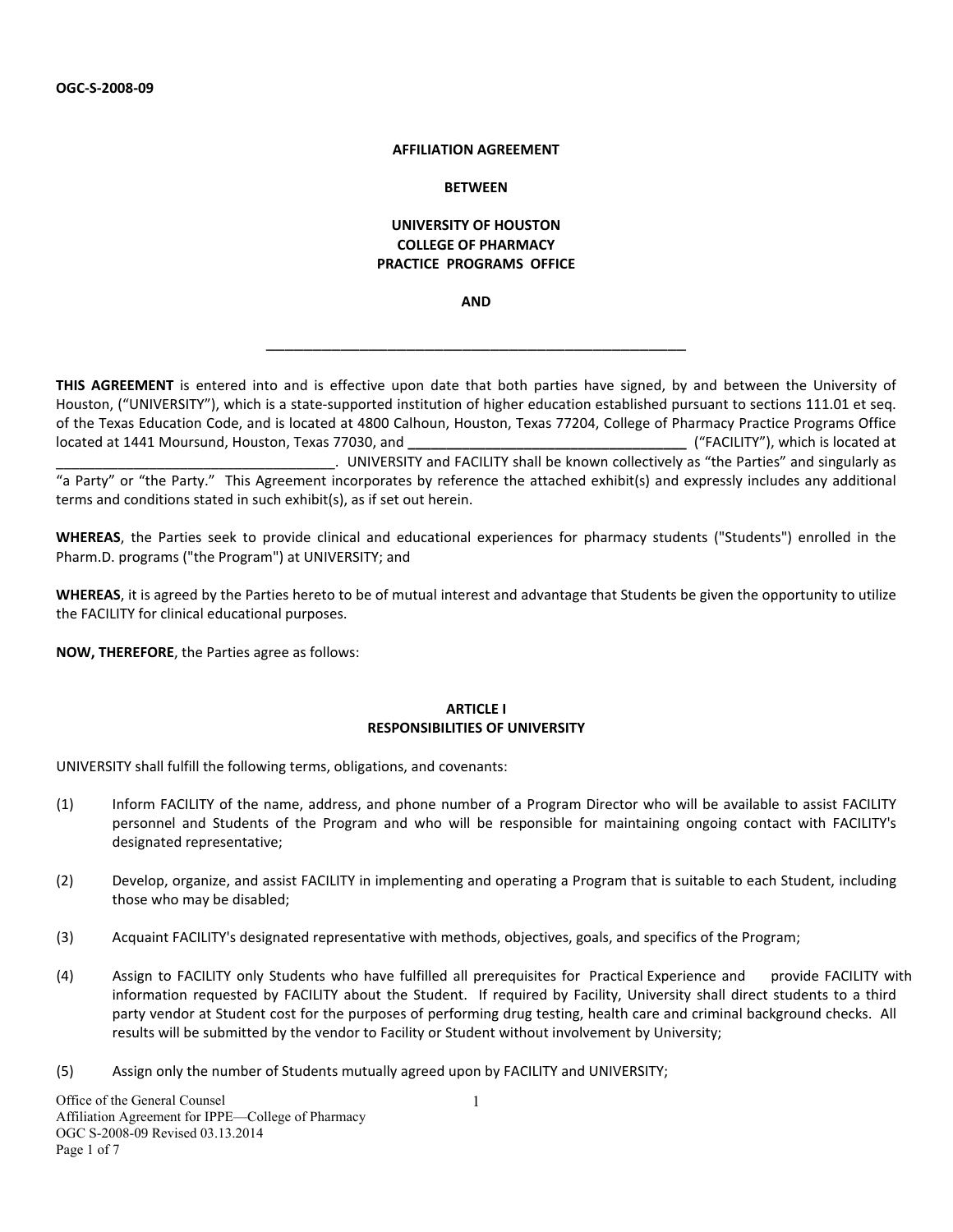OGC-S-2008-09

**AFFILIATION AGREEMENT**

**BETWEEN**

**UNIVERSITY OF HOUSTON**
**COLLEGE OF PHARMACY**
**PRACTICE PROGRAMS OFFICE**

**AND**

**\_\_\_\_\_\_\_\_\_\_\_\_\_\_\_\_\_\_\_\_\_\_\_\_\_\_\_\_\_\_\_\_\_\_\_\_\_\_\_\_\_\_\_\_\_\_\_\_\_\_\_\_\_\_**

**THIS AGREEMENT** is entered into and is effective upon date that both parties have signed, by and between the University of Houston, ("UNIVERSITY"), which is a state-supported institution of higher education established pursuant to sections 111.01 et seq. of the Texas Education Code, and is located at 4800 Calhoun, Houston, Texas 77204, College of Pharmacy Practice Programs Office located at 1441 Moursund, Houston, Texas 77030, and \_\_\_\_\_\_\_\_\_\_\_\_\_\_\_\_\_\_\_\_\_\_\_\_\_\_\_\_\_\_\_\_\_\_\_\_ ("FACILITY"), which is located at \_\_\_\_\_\_\_\_\_\_\_\_\_\_\_\_\_\_\_\_\_\_\_\_\_\_\_\_\_\_\_\_\_\_\_\_\_. UNIVERSITY and FACILITY shall be known collectively as "the Parties" and singularly as "a Party" or "the Party." This Agreement incorporates by reference the attached exhibit(s) and expressly includes any additional terms and conditions stated in such exhibit(s), as if set out herein.

**WHEREAS**, the Parties seek to provide clinical and educational experiences for pharmacy students ("Students") enrolled in the Pharm.D. programs ("the Program") at UNIVERSITY; and

**WHEREAS**, it is agreed by the Parties hereto to be of mutual interest and advantage that Students be given the opportunity to utilize the FACILITY for clinical educational purposes.

**NOW, THEREFORE**, the Parties agree as follows:

## ARTICLE I
## RESPONSIBILITIES OF UNIVERSITY

UNIVERSITY shall fulfill the following terms, obligations, and covenants:

(1) Inform FACILITY of the name, address, and phone number of a Program Director who will be available to assist FACILITY personnel and Students of the Program and who will be responsible for maintaining ongoing contact with FACILITY's designated representative;

(2) Develop, organize, and assist FACILITY in implementing and operating a Program that is suitable to each Student, including those who may be disabled;

(3) Acquaint FACILITY's designated representative with methods, objectives, goals, and specifics of the Program;

(4) Assign to FACILITY only Students who have fulfilled all prerequisites for Practical Experience and provide FACILITY with information requested by FACILITY about the Student. If required by Facility, University shall direct students to a third party vendor at Student cost for the purposes of performing drug testing, health care and criminal background checks. All results will be submitted by the vendor to Facility or Student without involvement by University;

(5) Assign only the number of Students mutually agreed upon by FACILITY and UNIVERSITY;

Office of the General Counsel
Affiliation Agreement for IPPE—College of Pharmacy
OGC S-2008-09 Revised 03.13.2014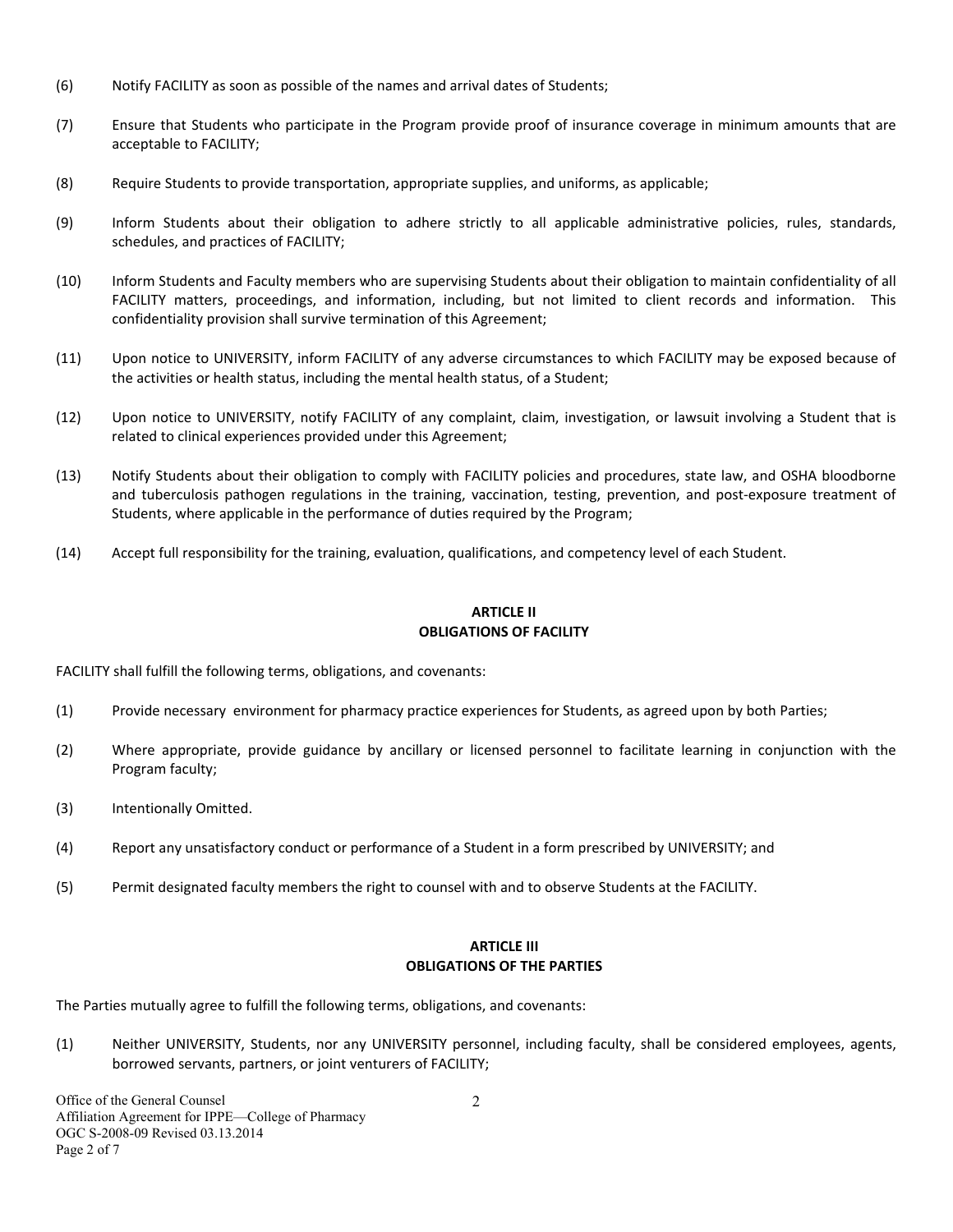(6) Notify FACILITY as soon as possible of the names and arrival dates of Students;

(7) Ensure that Students who participate in the Program provide proof of insurance coverage in minimum amounts that are acceptable to FACILITY;

(8) Require Students to provide transportation, appropriate supplies, and uniforms, as applicable;

(9) Inform Students about their obligation to adhere strictly to all applicable administrative policies, rules, standards, schedules, and practices of FACILITY;

(10) Inform Students and Faculty members who are supervising Students about their obligation to maintain confidentiality of all FACILITY matters, proceedings, and information, including, but not limited to client records and information. This confidentiality provision shall survive termination of this Agreement;

(11) Upon notice to UNIVERSITY, inform FACILITY of any adverse circumstances to which FACILITY may be exposed because of the activities or health status, including the mental health status, of a Student;

(12) Upon notice to UNIVERSITY, notify FACILITY of any complaint, claim, investigation, or lawsuit involving a Student that is related to clinical experiences provided under this Agreement;

(13) Notify Students about their obligation to comply with FACILITY policies and procedures, state law, and OSHA bloodborne and tuberculosis pathogen regulations in the training, vaccination, testing, prevention, and post-exposure treatment of Students, where applicable in the performance of duties required by the Program;

(14) Accept full responsibility for the training, evaluation, qualifications, and competency level of each Student.

## ARTICLE II
## OBLIGATIONS OF FACILITY

FACILITY shall fulfill the following terms, obligations, and covenants:

(1) Provide necessary environment for pharmacy practice experiences for Students, as agreed upon by both Parties;

(2) Where appropriate, provide guidance by ancillary or licensed personnel to facilitate learning in conjunction with the Program faculty;

(3) Intentionally Omitted.

(4) Report any unsatisfactory conduct or performance of a Student in a form prescribed by UNIVERSITY; and

(5) Permit designated faculty members the right to counsel with and to observe Students at the FACILITY.

## ARTICLE III
## OBLIGATIONS OF THE PARTIES

The Parties mutually agree to fulfill the following terms, obligations, and covenants:

(1) Neither UNIVERSITY, Students, nor any UNIVERSITY personnel, including faculty, shall be considered employees, agents, borrowed servants, partners, or joint venturers of FACILITY;

Office of the General Counsel
Affiliation Agreement for IPPE—College of Pharmacy
OGC S-2008-09 Revised 03.13.2014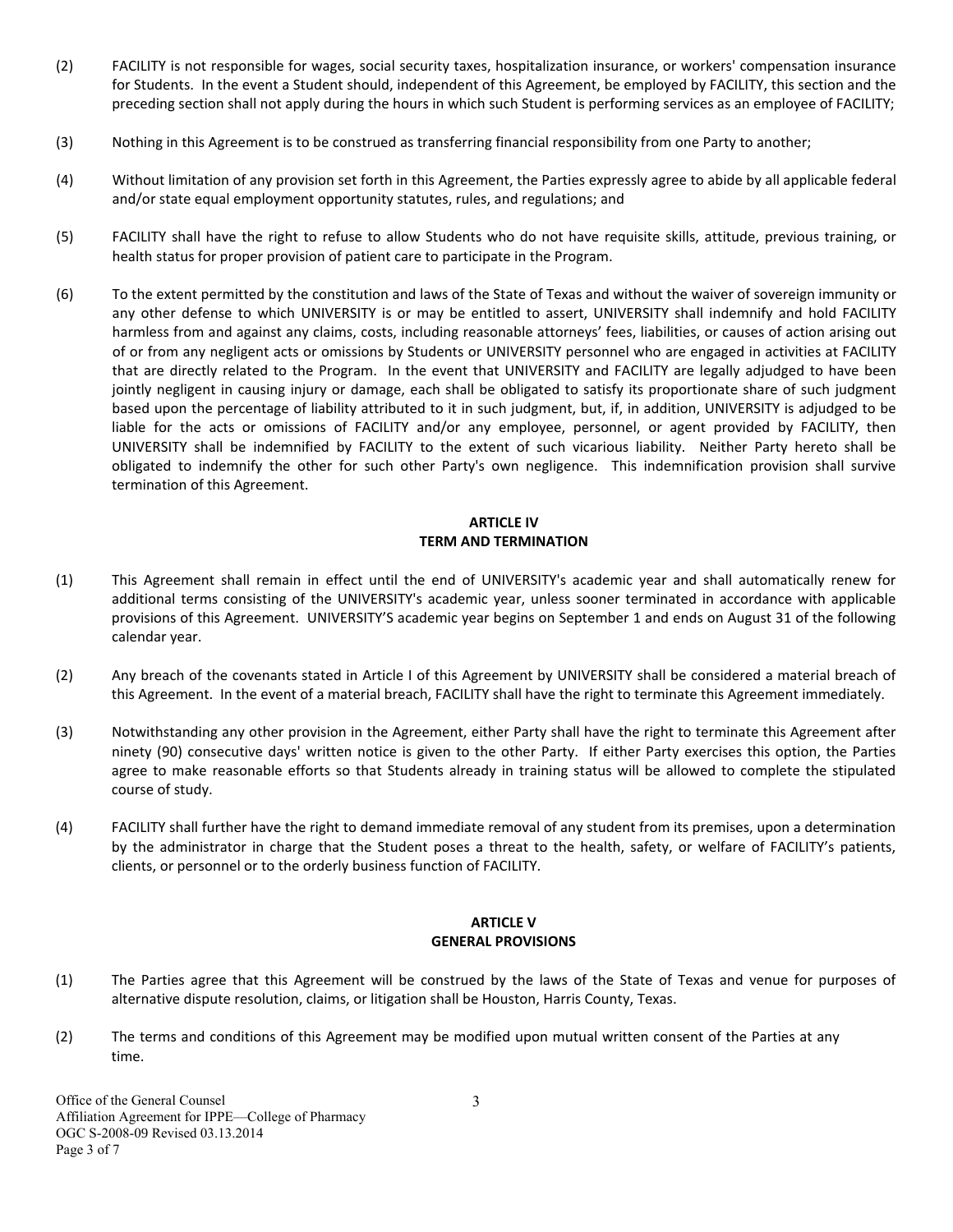(2) FACILITY is not responsible for wages, social security taxes, hospitalization insurance, or workers' compensation insurance for Students. In the event a Student should, independent of this Agreement, be employed by FACILITY, this section and the preceding section shall not apply during the hours in which such Student is performing services as an employee of FACILITY;

(3) Nothing in this Agreement is to be construed as transferring financial responsibility from one Party to another;

(4) Without limitation of any provision set forth in this Agreement, the Parties expressly agree to abide by all applicable federal and/or state equal employment opportunity statutes, rules, and regulations; and

(5) FACILITY shall have the right to refuse to allow Students who do not have requisite skills, attitude, previous training, or health status for proper provision of patient care to participate in the Program.

(6) To the extent permitted by the constitution and laws of the State of Texas and without the waiver of sovereign immunity or any other defense to which UNIVERSITY is or may be entitled to assert, UNIVERSITY shall indemnify and hold FACILITY harmless from and against any claims, costs, including reasonable attorneys' fees, liabilities, or causes of action arising out of or from any negligent acts or omissions by Students or UNIVERSITY personnel who are engaged in activities at FACILITY that are directly related to the Program. In the event that UNIVERSITY and FACILITY are legally adjudged to have been jointly negligent in causing injury or damage, each shall be obligated to satisfy its proportionate share of such judgment based upon the percentage of liability attributed to it in such judgment, but, if, in addition, UNIVERSITY is adjudged to be liable for the acts or omissions of FACILITY and/or any employee, personnel, or agent provided by FACILITY, then UNIVERSITY shall be indemnified by FACILITY to the extent of such vicarious liability. Neither Party hereto shall be obligated to indemnify the other for such other Party's own negligence. This indemnification provision shall survive termination of this Agreement.

## ARTICLE IV
## TERM AND TERMINATION

(1) This Agreement shall remain in effect until the end of UNIVERSITY's academic year and shall automatically renew for additional terms consisting of the UNIVERSITY's academic year, unless sooner terminated in accordance with applicable provisions of this Agreement. UNIVERSITY'S academic year begins on September 1 and ends on August 31 of the following calendar year.

(2) Any breach of the covenants stated in Article I of this Agreement by UNIVERSITY shall be considered a material breach of this Agreement. In the event of a material breach, FACILITY shall have the right to terminate this Agreement immediately.

(3) Notwithstanding any other provision in the Agreement, either Party shall have the right to terminate this Agreement after ninety (90) consecutive days' written notice is given to the other Party. If either Party exercises this option, the Parties agree to make reasonable efforts so that Students already in training status will be allowed to complete the stipulated course of study.

(4) FACILITY shall further have the right to demand immediate removal of any student from its premises, upon a determination by the administrator in charge that the Student poses a threat to the health, safety, or welfare of FACILITY's patients, clients, or personnel or to the orderly business function of FACILITY.

## ARTICLE V
## GENERAL PROVISIONS

(1) The Parties agree that this Agreement will be construed by the laws of the State of Texas and venue for purposes of alternative dispute resolution, claims, or litigation shall be Houston, Harris County, Texas.

(2) The terms and conditions of this Agreement may be modified upon mutual written consent of the Parties at any time.

Office of the General Counsel
Affiliation Agreement for IPPE—College of Pharmacy
OGC S-2008-09 Revised 03.13.2014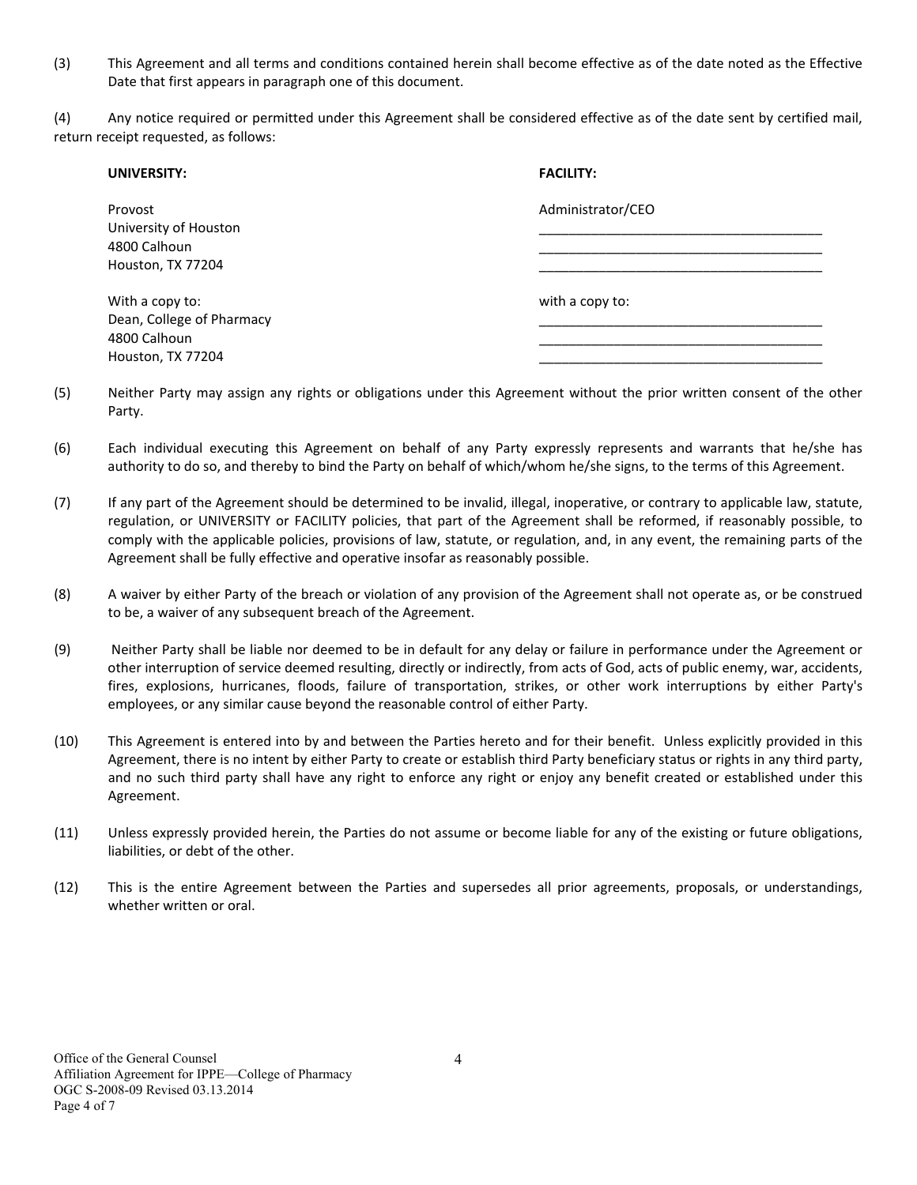(3) This Agreement and all terms and conditions contained herein shall become effective as of the date noted as the Effective Date that first appears in paragraph one of this document.

(4) Any notice required or permitted under this Agreement shall be considered effective as of the date sent by certified mail, return receipt requested, as follows:

| **UNIVERSITY:** | **FACILITY:** |
|---|---|
| Provost<br>University of Houston<br>4800 Calhoun<br>Houston, TX 77204 | Administrator/CEO<br>_______________________________________<br>_______________________________________<br>_______________________________________ |
| With a copy to:<br>Dean, College of Pharmacy<br>4800 Calhoun<br>Houston, TX 77204 | with a copy to:<br>_______________________________________<br>_______________________________________<br>_______________________________________ |

(5) Neither Party may assign any rights or obligations under this Agreement without the prior written consent of the other Party.

(6) Each individual executing this Agreement on behalf of any Party expressly represents and warrants that he/she has authority to do so, and thereby to bind the Party on behalf of which/whom he/she signs, to the terms of this Agreement.

(7) If any part of the Agreement should be determined to be invalid, illegal, inoperative, or contrary to applicable law, statute, regulation, or UNIVERSITY or FACILITY policies, that part of the Agreement shall be reformed, if reasonably possible, to comply with the applicable policies, provisions of law, statute, or regulation, and, in any event, the remaining parts of the Agreement shall be fully effective and operative insofar as reasonably possible.

(8) A waiver by either Party of the breach or violation of any provision of the Agreement shall not operate as, or be construed to be, a waiver of any subsequent breach of the Agreement.

(9) Neither Party shall be liable nor deemed to be in default for any delay or failure in performance under the Agreement or other interruption of service deemed resulting, directly or indirectly, from acts of God, acts of public enemy, war, accidents, fires, explosions, hurricanes, floods, failure of transportation, strikes, or other work interruptions by either Party's employees, or any similar cause beyond the reasonable control of either Party.

(10) This Agreement is entered into by and between the Parties hereto and for their benefit. Unless explicitly provided in this Agreement, there is no intent by either Party to create or establish third Party beneficiary status or rights in any third party, and no such third party shall have any right to enforce any right or enjoy any benefit created or established under this Agreement.

(11) Unless expressly provided herein, the Parties do not assume or become liable for any of the existing or future obligations, liabilities, or debt of the other.

(12) This is the entire Agreement between the Parties and supersedes all prior agreements, proposals, or understandings, whether written or oral.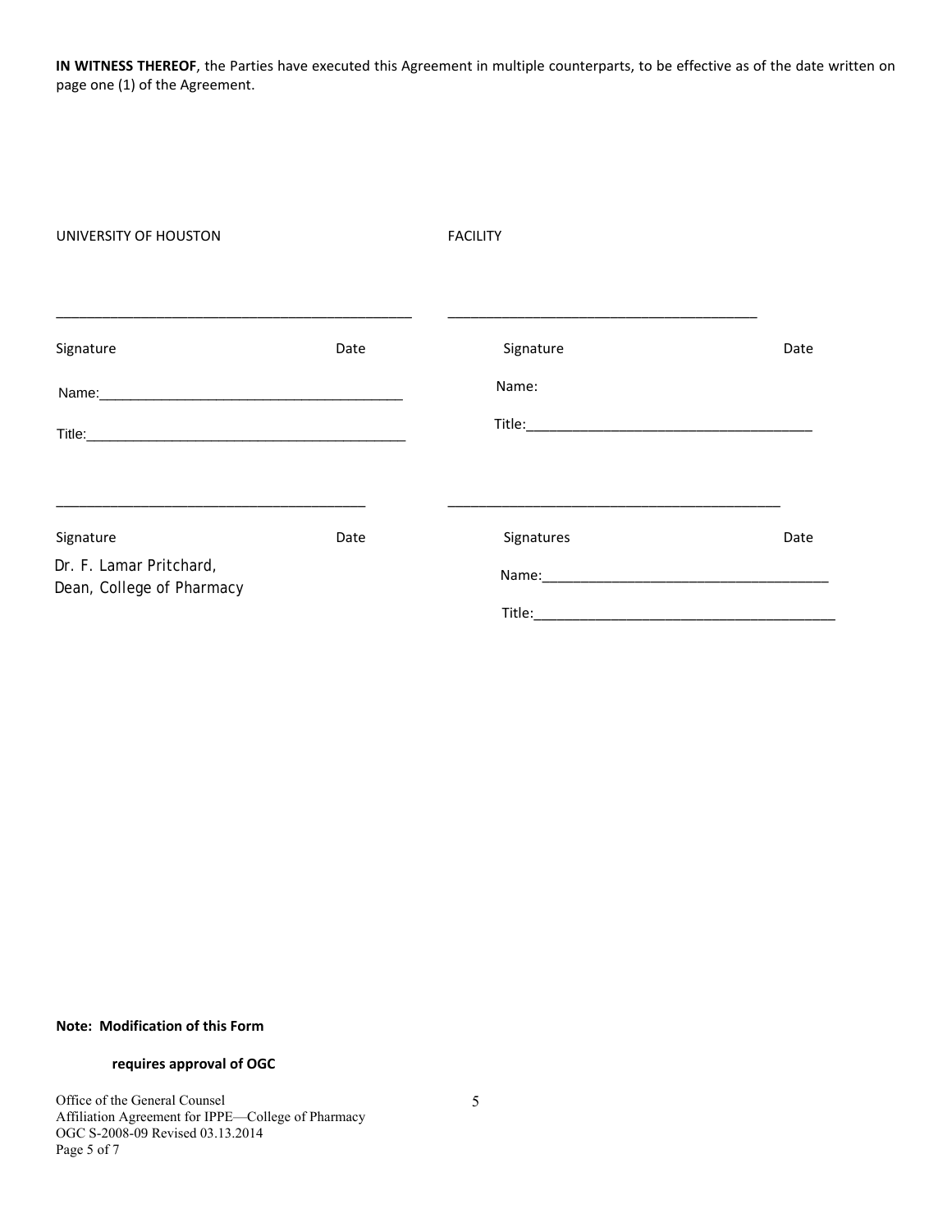**IN WITNESS THEREOF**, the Parties have executed this Agreement in multiple counterparts, to be effective as of the date written on page one (1) of the Agreement.

| UNIVERSITY OF HOUSTON | | FACILITY | |
|---|---|---|---|
| ______________________________ | | ______________________________ | |
| Signature | Date | Signature | Date |
| Name:______________________________ | | Name: | |
| Title:______________________________ | | Title:______________________________ | |
| ______________________________ | | ______________________________ | |
| Signature | Date | Signatures | Date |
| Dr. F. Lamar Pritchard, Dean, College of Pharmacy | | Name:______________________________ | |
| | | Title:______________________________ | |

**Note: Modification of this Form**

**requires approval of OGC**

Office of the General Counsel
Affiliation Agreement for IPPE—College of Pharmacy
OGC S-2008-09 Revised 03.13.2014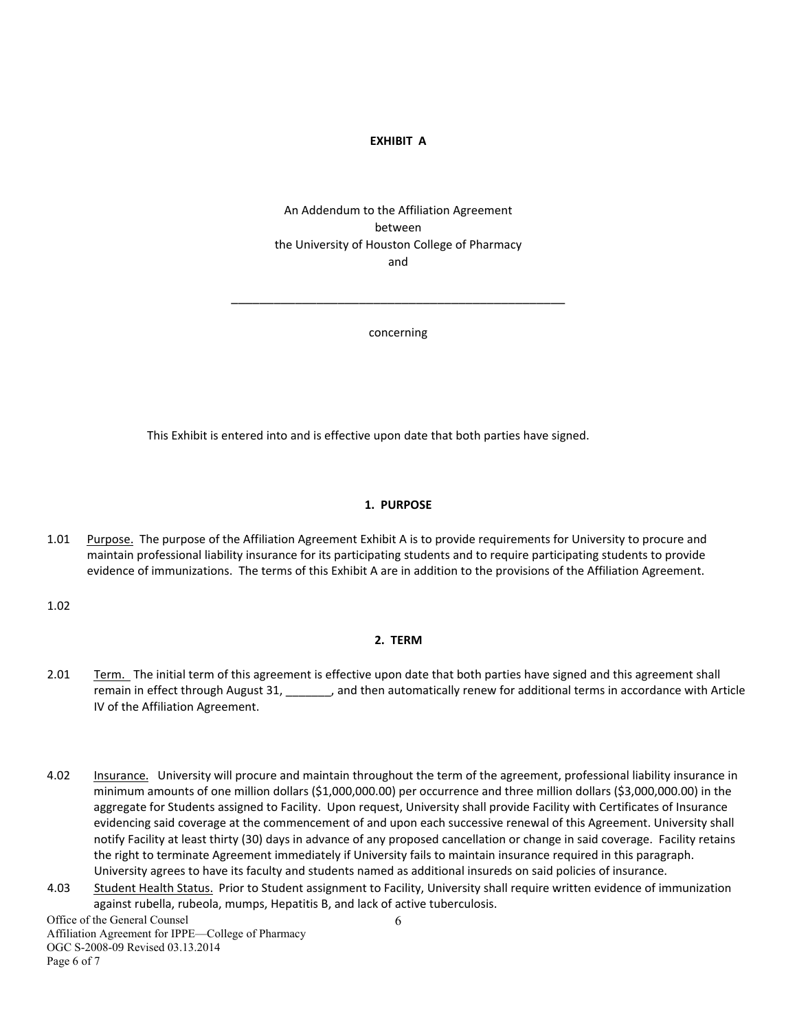**EXHIBIT A**

An Addendum to the Affiliation Agreement
between
the University of Houston College of Pharmacy
and

\_\_\_\_\_\_\_\_\_\_\_\_\_\_\_\_\_\_\_\_\_\_\_\_\_\_\_\_\_\_\_\_\_\_\_\_\_\_\_\_\_\_\_\_\_\_\_\_\_\_\_\_\_\_

concerning

This Exhibit is entered into and is effective upon date that both parties have signed.

## 1. PURPOSE

1.01 Purpose. The purpose of the Affiliation Agreement Exhibit A is to provide requirements for University to procure and maintain professional liability insurance for its participating students and to require participating students to provide evidence of immunizations. The terms of this Exhibit A are in addition to the provisions of the Affiliation Agreement.

1.02

## 2. TERM

2.01 Term. The initial term of this agreement is effective upon date that both parties have signed and this agreement shall remain in effect through August 31, \_\_\_\_\_\_\_, and then automatically renew for additional terms in accordance with Article IV of the Affiliation Agreement.

4.02 Insurance. University will procure and maintain throughout the term of the agreement, professional liability insurance in minimum amounts of one million dollars ($1,000,000.00) per occurrence and three million dollars ($3,000,000.00) in the aggregate for Students assigned to Facility. Upon request, University shall provide Facility with Certificates of Insurance evidencing said coverage at the commencement of and upon each successive renewal of this Agreement. University shall notify Facility at least thirty (30) days in advance of any proposed cancellation or change in said coverage. Facility retains the right to terminate Agreement immediately if University fails to maintain insurance required in this paragraph. University agrees to have its faculty and students named as additional insureds on said policies of insurance.

4.03 Student Health Status. Prior to Student assignment to Facility, University shall require written evidence of immunization against rubella, rubeola, mumps, Hepatitis B, and lack of active tuberculosis.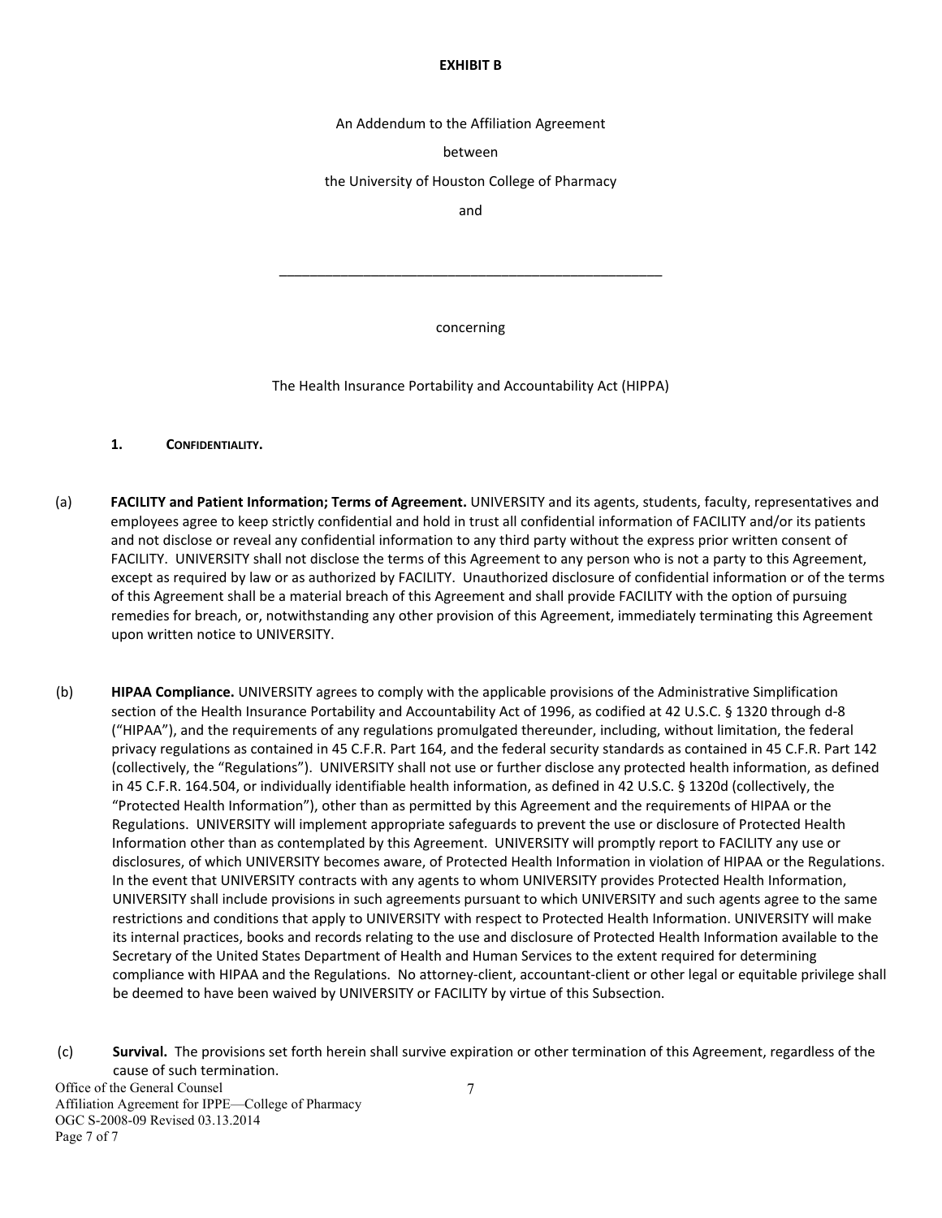**EXHIBIT B**

An Addendum to the Affiliation Agreement

between

the University of Houston College of Pharmacy

and

\_\_\_\_\_\_\_\_\_\_\_\_\_\_\_\_\_\_\_\_\_\_\_\_\_\_\_\_\_\_\_\_\_\_\_\_\_\_\_\_\_\_\_\_\_\_\_\_\_\_\_\_

concerning

The Health Insurance Portability and Accountability Act (HIPPA)

**1. CONFIDENTIALITY.**

(a) **FACILITY and Patient Information; Terms of Agreement.** UNIVERSITY and its agents, students, faculty, representatives and employees agree to keep strictly confidential and hold in trust all confidential information of FACILITY and/or its patients and not disclose or reveal any confidential information to any third party without the express prior written consent of FACILITY. UNIVERSITY shall not disclose the terms of this Agreement to any person who is not a party to this Agreement, except as required by law or as authorized by FACILITY. Unauthorized disclosure of confidential information or of the terms of this Agreement shall be a material breach of this Agreement and shall provide FACILITY with the option of pursuing remedies for breach, or, notwithstanding any other provision of this Agreement, immediately terminating this Agreement upon written notice to UNIVERSITY.

(b) **HIPAA Compliance.** UNIVERSITY agrees to comply with the applicable provisions of the Administrative Simplification section of the Health Insurance Portability and Accountability Act of 1996, as codified at 42 U.S.C. § 1320 through d-8 ("HIPAA"), and the requirements of any regulations promulgated thereunder, including, without limitation, the federal privacy regulations as contained in 45 C.F.R. Part 164, and the federal security standards as contained in 45 C.F.R. Part 142 (collectively, the "Regulations"). UNIVERSITY shall not use or further disclose any protected health information, as defined in 45 C.F.R. 164.504, or individually identifiable health information, as defined in 42 U.S.C. § 1320d (collectively, the "Protected Health Information"), other than as permitted by this Agreement and the requirements of HIPAA or the Regulations. UNIVERSITY will implement appropriate safeguards to prevent the use or disclosure of Protected Health Information other than as contemplated by this Agreement. UNIVERSITY will promptly report to FACILITY any use or disclosures, of which UNIVERSITY becomes aware, of Protected Health Information in violation of HIPAA or the Regulations. In the event that UNIVERSITY contracts with any agents to whom UNIVERSITY provides Protected Health Information, UNIVERSITY shall include provisions in such agreements pursuant to which UNIVERSITY and such agents agree to the same restrictions and conditions that apply to UNIVERSITY with respect to Protected Health Information. UNIVERSITY will make its internal practices, books and records relating to the use and disclosure of Protected Health Information available to the Secretary of the United States Department of Health and Human Services to the extent required for determining compliance with HIPAA and the Regulations. No attorney-client, accountant-client or other legal or equitable privilege shall be deemed to have been waived by UNIVERSITY or FACILITY by virtue of this Subsection.

(c) **Survival.** The provisions set forth herein shall survive expiration or other termination of this Agreement, regardless of the cause of such termination.